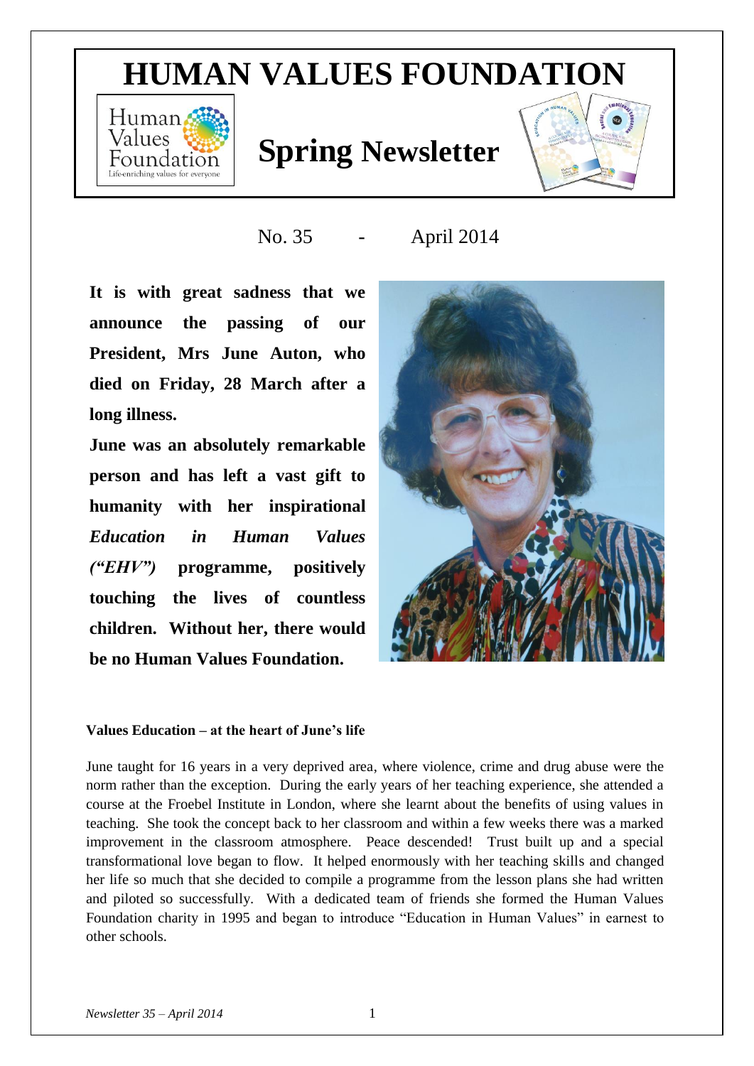# HUMAN VALUES FOUNDATION

## Spring Newsletter

No. 35 - April 2014

**It is with great sadness that we announce the passing of our President, Mrs June Auton, who died on Friday, 28 March after a long illness.**

**June was an absolutely remarkable person and has left a vast gift to humanity with her inspirational *Education in Human Values ("EHV")* programme, positively touching the lives of countless children. Without her, there would be no Human Values Foundation.**

### Values Education – at the heart of June's life

June taught for 16 years in a very deprived area, where violence, crime and drug abuse were the norm rather than the exception. During the early years of her teaching experience, she attended a course at the Froebel Institute in London, where she learnt about the benefits of using values in teaching. She took the concept back to her classroom and within a few weeks there was a marked improvement in the classroom atmosphere. Peace descended! Trust built up and a special transformational love began to flow. It helped enormously with her teaching skills and changed her life so much that she decided to compile a programme from the lesson plans she had written and piloted so successfully. With a dedicated team of friends she formed the Human Values Foundation charity in 1995 and began to introduce "Education in Human Values" in earnest to other schools.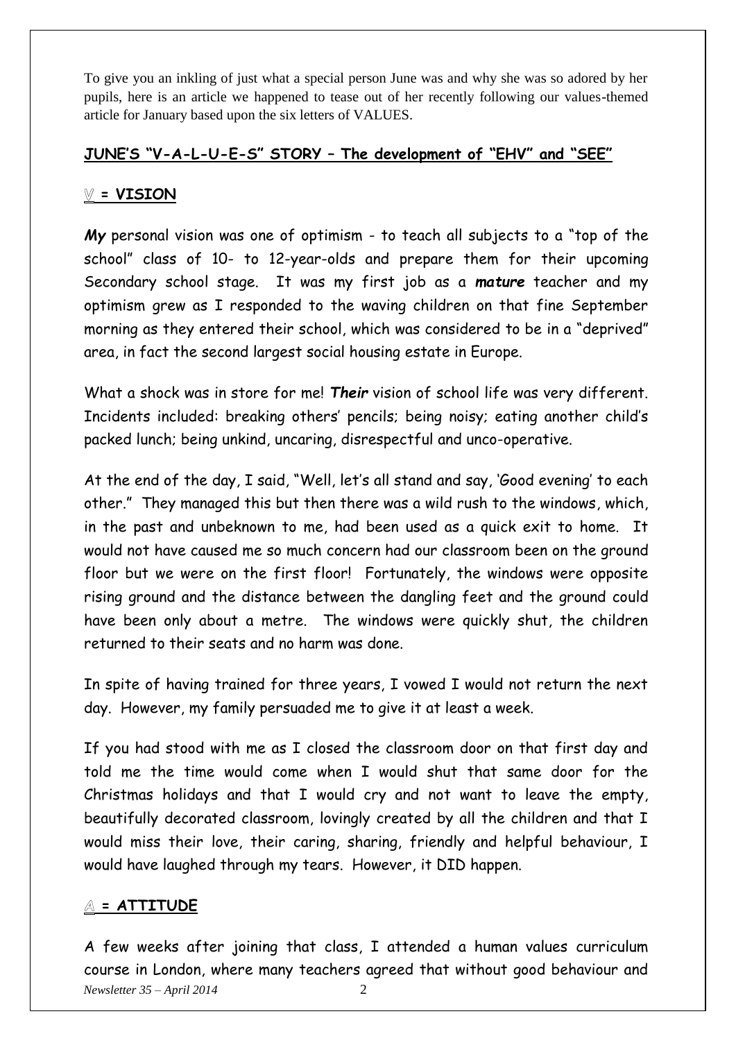To give you an inkling of just what a special person June was and why she was so adored by her pupils, here is an article we happened to tease out of her recently following our values-themed article for January based upon the six letters of VALUES.

## JUNE'S "V-A-L-U-E-S" STORY – The development of "EHV" and "SEE"

### V = VISION

***My*** personal vision was one of optimism - to teach all subjects to a "top of the school" class of 10- to 12-year-olds and prepare them for their upcoming Secondary school stage. It was my first job as a ***mature*** teacher and my optimism grew as I responded to the waving children on that fine September morning as they entered their school, which was considered to be in a "deprived" area, in fact the second largest social housing estate in Europe.

What a shock was in store for me! ***Their*** vision of school life was very different. Incidents included: breaking others' pencils; being noisy; eating another child's packed lunch; being unkind, uncaring, disrespectful and unco-operative.

At the end of the day, I said, "Well, let's all stand and say, 'Good evening' to each other." They managed this but then there was a wild rush to the windows, which, in the past and unbeknown to me, had been used as a quick exit to home. It would not have caused me so much concern had our classroom been on the ground floor but we were on the first floor! Fortunately, the windows were opposite rising ground and the distance between the dangling feet and the ground could have been only about a metre. The windows were quickly shut, the children returned to their seats and no harm was done.

In spite of having trained for three years, I vowed I would not return the next day. However, my family persuaded me to give it at least a week.

If you had stood with me as I closed the classroom door on that first day and told me the time would come when I would shut that same door for the Christmas holidays and that I would cry and not want to leave the empty, beautifully decorated classroom, lovingly created by all the children and that I would miss their love, their caring, sharing, friendly and helpful behaviour, I would have laughed through my tears. However, it DID happen.

### A = ATTITUDE

A few weeks after joining that class, I attended a human values curriculum course in London, where many teachers agreed that without good behaviour and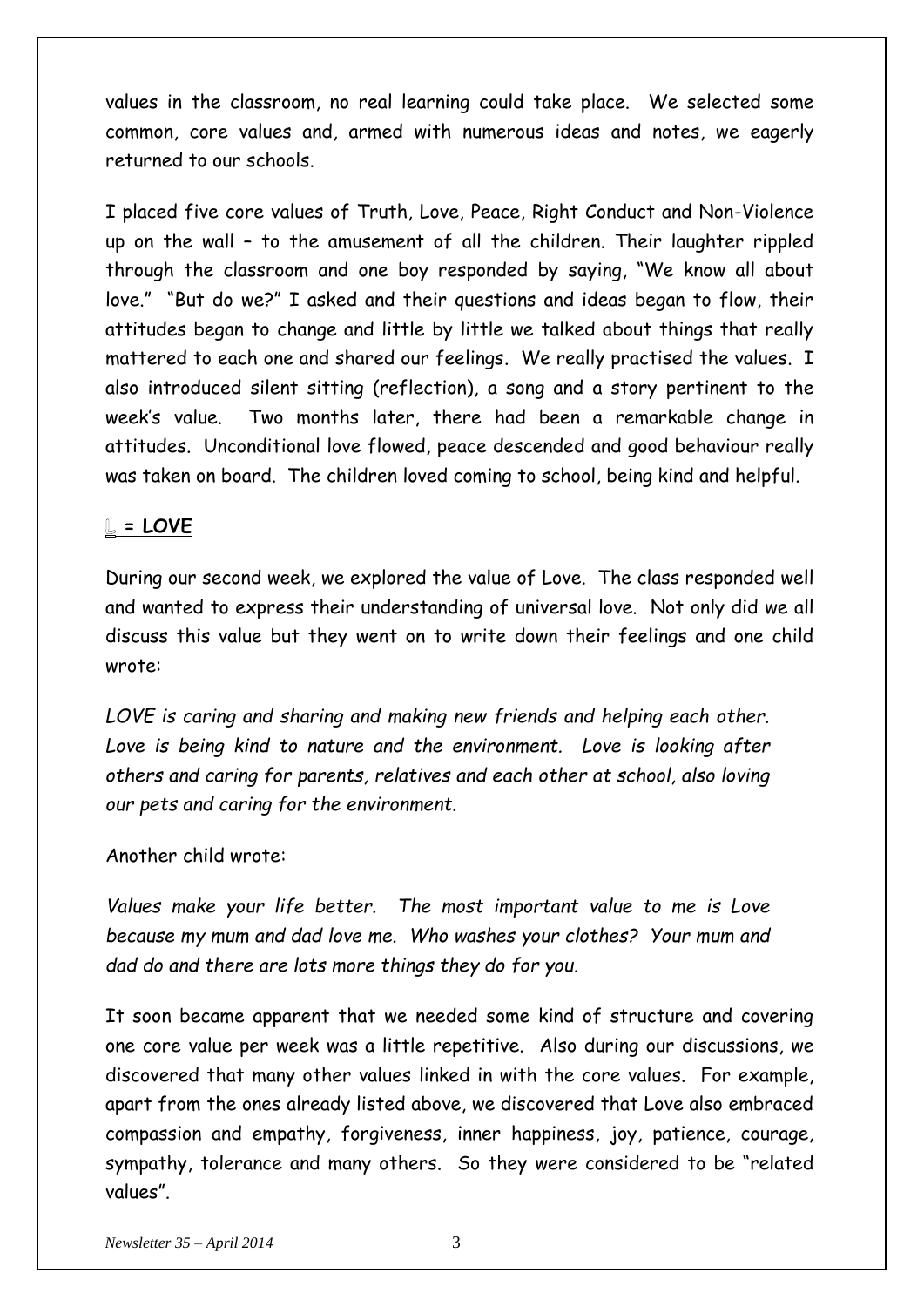values in the classroom, no real learning could take place. We selected some common, core values and, armed with numerous ideas and notes, we eagerly returned to our schools.

I placed five core values of Truth, Love, Peace, Right Conduct and Non-Violence up on the wall – to the amusement of all the children. Their laughter rippled through the classroom and one boy responded by saying, "We know all about love." "But do we?" I asked and their questions and ideas began to flow, their attitudes began to change and little by little we talked about things that really mattered to each one and shared our feelings. We really practised the values. I also introduced silent sitting (reflection), a song and a story pertinent to the week's value. Two months later, there had been a remarkable change in attitudes. Unconditional love flowed, peace descended and good behaviour really was taken on board. The children loved coming to school, being kind and helpful.

## **= LOVE**

During our second week, we explored the value of Love. The class responded well and wanted to express their understanding of universal love. Not only did we all discuss this value but they went on to write down their feelings and one child wrote:

*LOVE is caring and sharing and making new friends and helping each other. Love is being kind to nature and the environment. Love is looking after others and caring for parents, relatives and each other at school, also loving our pets and caring for the environment.*

Another child wrote:

*Values make your life better. The most important value to me is Love because my mum and dad love me. Who washes your clothes? Your mum and dad do and there are lots more things they do for you.*

It soon became apparent that we needed some kind of structure and covering one core value per week was a little repetitive. Also during our discussions, we discovered that many other values linked in with the core values. For example, apart from the ones already listed above, we discovered that Love also embraced compassion and empathy, forgiveness, inner happiness, joy, patience, courage, sympathy, tolerance and many others. So they were considered to be "related values".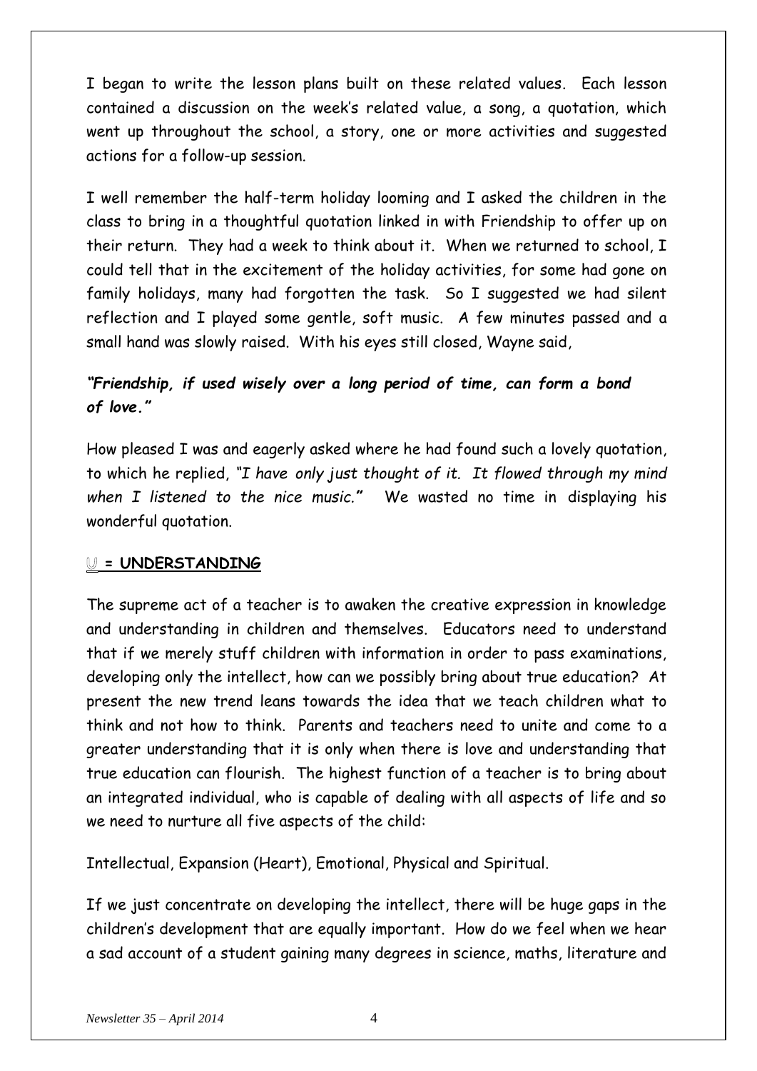I began to write the lesson plans built on these related values. Each lesson contained a discussion on the week's related value, a song, a quotation, which went up throughout the school, a story, one or more activities and suggested actions for a follow-up session.

I well remember the half-term holiday looming and I asked the children in the class to bring in a thoughtful quotation linked in with Friendship to offer up on their return. They had a week to think about it. When we returned to school, I could tell that in the excitement of the holiday activities, for some had gone on family holidays, many had forgotten the task. So I suggested we had silent reflection and I played some gentle, soft music. A few minutes passed and a small hand was slowly raised. With his eyes still closed, Wayne said,

***"Friendship, if used wisely over a long period of time, can form a bond of love."***

How pleased I was and eagerly asked where he had found such a lovely quotation, to which he replied, *"I have only just thought of it. It flowed through my mind when I listened to the nice music."* We wasted no time in displaying his wonderful quotation.

## U = UNDERSTANDING

The supreme act of a teacher is to awaken the creative expression in knowledge and understanding in children and themselves. Educators need to understand that if we merely stuff children with information in order to pass examinations, developing only the intellect, how can we possibly bring about true education? At present the new trend leans towards the idea that we teach children what to think and not how to think. Parents and teachers need to unite and come to a greater understanding that it is only when there is love and understanding that true education can flourish. The highest function of a teacher is to bring about an integrated individual, who is capable of dealing with all aspects of life and so we need to nurture all five aspects of the child:

Intellectual, Expansion (Heart), Emotional, Physical and Spiritual.

If we just concentrate on developing the intellect, there will be huge gaps in the children's development that are equally important. How do we feel when we hear a sad account of a student gaining many degrees in science, maths, literature and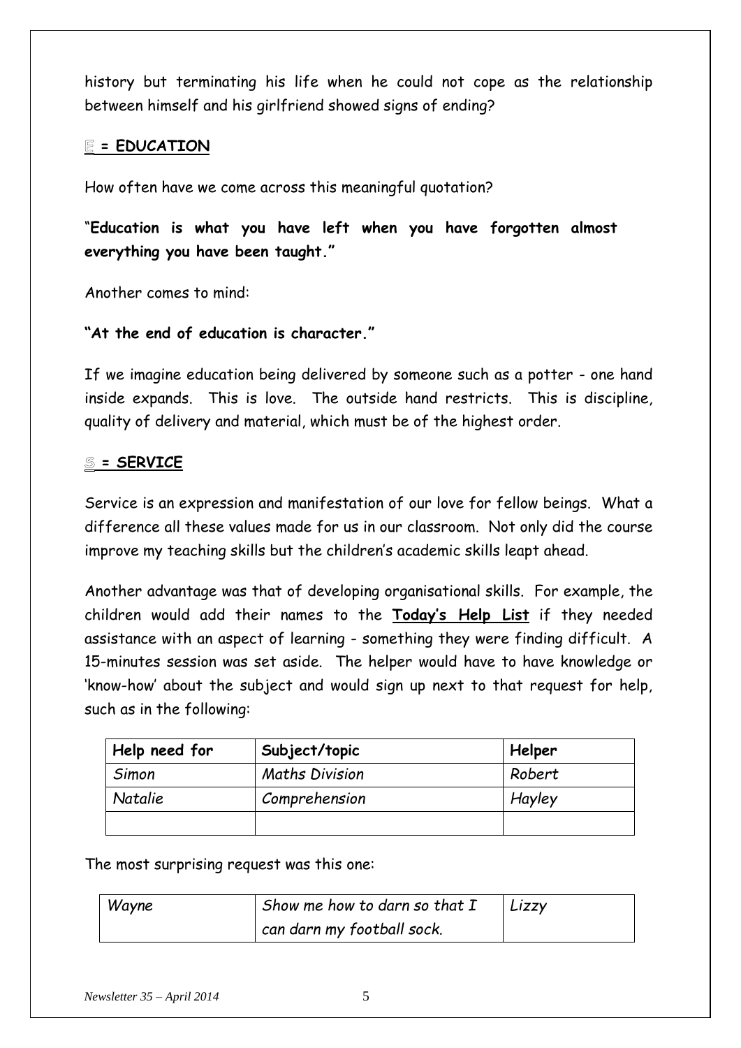history but terminating his life when he could not cope as the relationship between himself and his girlfriend showed signs of ending?

**E = EDUCATION**

How often have we come across this meaningful quotation?

"**Education is what you have left when you have forgotten almost everything you have been taught."**

Another comes to mind:

**"At the end of education is character."**

If we imagine education being delivered by someone such as a potter - one hand inside expands. This is love. The outside hand restricts. This is discipline, quality of delivery and material, which must be of the highest order.

**S = SERVICE**

Service is an expression and manifestation of our love for fellow beings. What a difference all these values made for us in our classroom. Not only did the course improve my teaching skills but the children's academic skills leapt ahead.

Another advantage was that of developing organisational skills. For example, the children would add their names to the **Today's Help List** if they needed assistance with an aspect of learning - something they were finding difficult. A 15-minutes session was set aside. The helper would have to have knowledge or 'know-how' about the subject and would sign up next to that request for help, such as in the following:

| Help need for | Subject/topic | Helper |
|---|---|---|
| *Simon* | *Maths Division* | *Robert* |
| *Natalie* | *Comprehension* | *Hayley* |
| | | |

The most surprising request was this one:

| | | |
|---|---|---|
| *Wayne* | *Show me how to darn so that I can darn my football sock.* | *Lizzy* |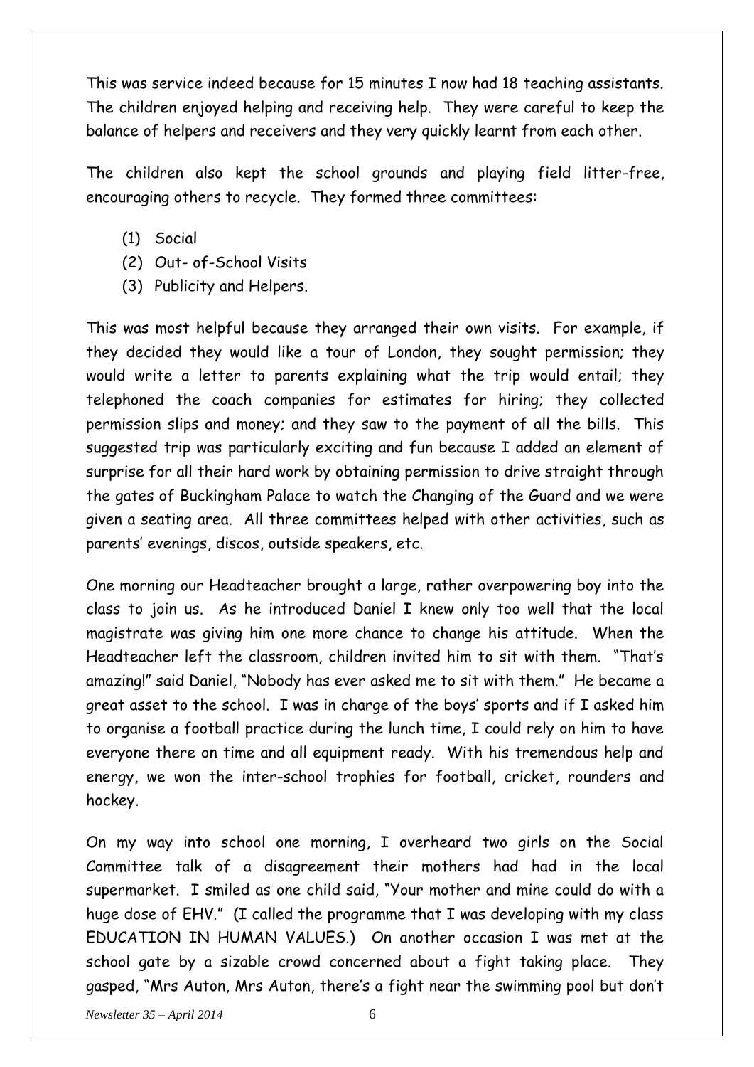This was service indeed because for 15 minutes I now had 18 teaching assistants. The children enjoyed helping and receiving help. They were careful to keep the balance of helpers and receivers and they very quickly learnt from each other.

The children also kept the school grounds and playing field litter-free, encouraging others to recycle. They formed three committees:

(1) Social
(2) Out- of-School Visits
(3) Publicity and Helpers.

This was most helpful because they arranged their own visits. For example, if they decided they would like a tour of London, they sought permission; they would write a letter to parents explaining what the trip would entail; they telephoned the coach companies for estimates for hiring; they collected permission slips and money; and they saw to the payment of all the bills. This suggested trip was particularly exciting and fun because I added an element of surprise for all their hard work by obtaining permission to drive straight through the gates of Buckingham Palace to watch the Changing of the Guard and we were given a seating area. All three committees helped with other activities, such as parents' evenings, discos, outside speakers, etc.

One morning our Headteacher brought a large, rather overpowering boy into the class to join us. As he introduced Daniel I knew only too well that the local magistrate was giving him one more chance to change his attitude. When the Headteacher left the classroom, children invited him to sit with them. "That's amazing!" said Daniel, "Nobody has ever asked me to sit with them." He became a great asset to the school. I was in charge of the boys' sports and if I asked him to organise a football practice during the lunch time, I could rely on him to have everyone there on time and all equipment ready. With his tremendous help and energy, we won the inter-school trophies for football, cricket, rounders and hockey.

On my way into school one morning, I overheard two girls on the Social Committee talk of a disagreement their mothers had had in the local supermarket. I smiled as one child said, "Your mother and mine could do with a huge dose of EHV." (I called the programme that I was developing with my class EDUCATION IN HUMAN VALUES.) On another occasion I was met at the school gate by a sizable crowd concerned about a fight taking place. They gasped, "Mrs Auton, Mrs Auton, there's a fight near the swimming pool but don't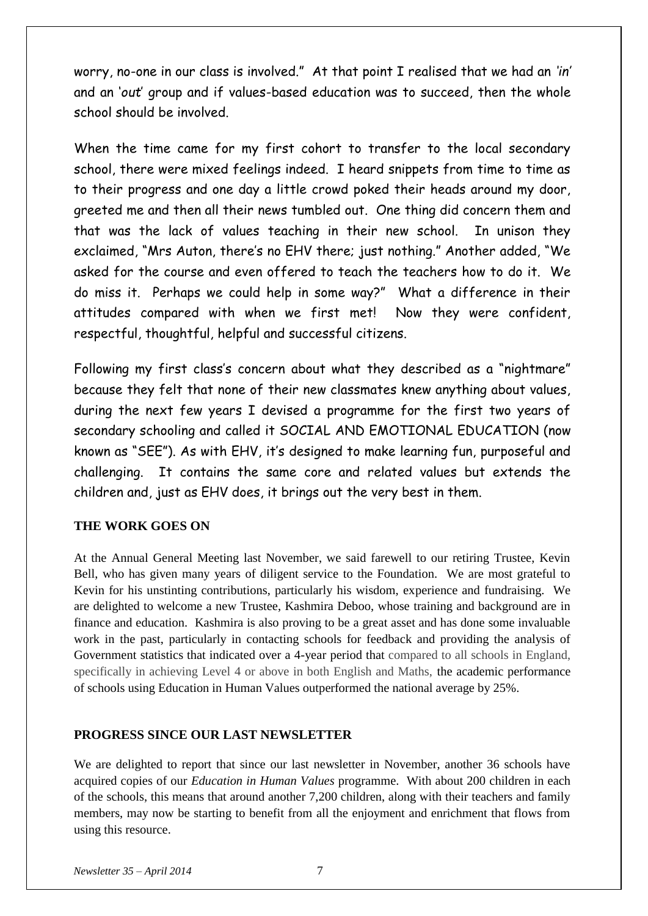worry, no-one in our class is involved." At that point I realised that we had an '*in*' and an '*out*' group and if values-based education was to succeed, then the whole school should be involved.

When the time came for my first cohort to transfer to the local secondary school, there were mixed feelings indeed. I heard snippets from time to time as to their progress and one day a little crowd poked their heads around my door, greeted me and then all their news tumbled out. One thing did concern them and that was the lack of values teaching in their new school. In unison they exclaimed, "Mrs Auton, there's no EHV there; just nothing." Another added, "We asked for the course and even offered to teach the teachers how to do it. We do miss it. Perhaps we could help in some way?" What a difference in their attitudes compared with when we first met! Now they were confident, respectful, thoughtful, helpful and successful citizens.

Following my first class's concern about what they described as a "nightmare" because they felt that none of their new classmates knew anything about values, during the next few years I devised a programme for the first two years of secondary schooling and called it SOCIAL AND EMOTIONAL EDUCATION (now known as "SEE"). As with EHV, it's designed to make learning fun, purposeful and challenging. It contains the same core and related values but extends the children and, just as EHV does, it brings out the very best in them.

## THE WORK GOES ON

At the Annual General Meeting last November, we said farewell to our retiring Trustee, Kevin Bell, who has given many years of diligent service to the Foundation. We are most grateful to Kevin for his unstinting contributions, particularly his wisdom, experience and fundraising. We are delighted to welcome a new Trustee, Kashmira Deboo, whose training and background are in finance and education. Kashmira is also proving to be a great asset and has done some invaluable work in the past, particularly in contacting schools for feedback and providing the analysis of Government statistics that indicated over a 4-year period that compared to all schools in England, specifically in achieving Level 4 or above in both English and Maths, the academic performance of schools using Education in Human Values outperformed the national average by 25%.

## PROGRESS SINCE OUR LAST NEWSLETTER

We are delighted to report that since our last newsletter in November, another 36 schools have acquired copies of our *Education in Human Values* programme. With about 200 children in each of the schools, this means that around another 7,200 children, along with their teachers and family members, may now be starting to benefit from all the enjoyment and enrichment that flows from using this resource.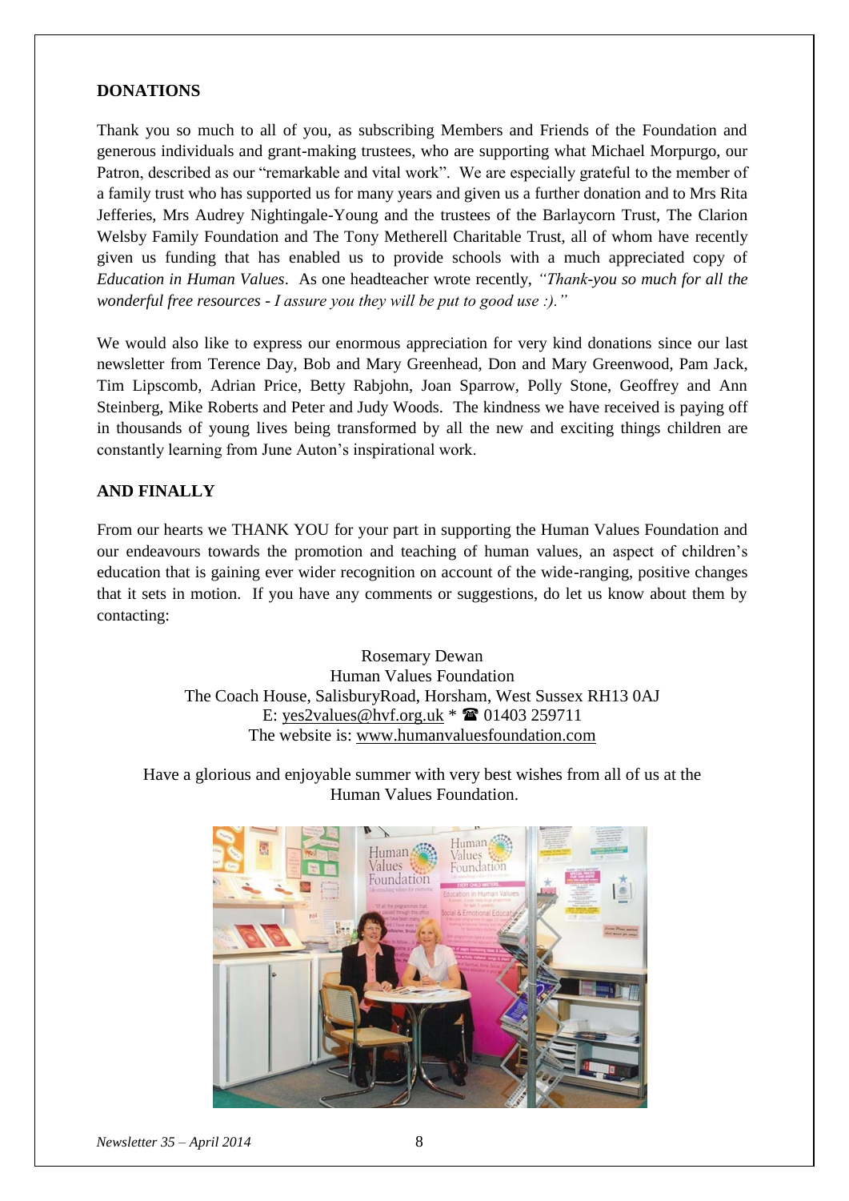## DONATIONS

Thank you so much to all of you, as subscribing Members and Friends of the Foundation and generous individuals and grant-making trustees, who are supporting what Michael Morpurgo, our Patron, described as our "remarkable and vital work". We are especially grateful to the member of a family trust who has supported us for many years and given us a further donation and to Mrs Rita Jefferies, Mrs Audrey Nightingale-Young and the trustees of the Barlaycorn Trust, The Clarion Welsby Family Foundation and The Tony Metherell Charitable Trust, all of whom have recently given us funding that has enabled us to provide schools with a much appreciated copy of *Education in Human Values*. As one headteacher wrote recently, *"Thank-you so much for all the wonderful free resources - I assure you they will be put to good use :)."*

We would also like to express our enormous appreciation for very kind donations since our last newsletter from Terence Day, Bob and Mary Greenhead, Don and Mary Greenwood, Pam Jack, Tim Lipscomb, Adrian Price, Betty Rabjohn, Joan Sparrow, Polly Stone, Geoffrey and Ann Steinberg, Mike Roberts and Peter and Judy Woods. The kindness we have received is paying off in thousands of young lives being transformed by all the new and exciting things children are constantly learning from June Auton's inspirational work.

## AND FINALLY

From our hearts we THANK YOU for your part in supporting the Human Values Foundation and our endeavours towards the promotion and teaching of human values, an aspect of children's education that is gaining ever wider recognition on account of the wide-ranging, positive changes that it sets in motion. If you have any comments or suggestions, do let us know about them by contacting:

Rosemary Dewan
Human Values Foundation
The Coach House, SalisburyRoad, Horsham, West Sussex RH13 0AJ
E: yes2values@hvf.org.uk * ☎ 01403 259711
The website is: www.humanvaluesfoundation.com

Have a glorious and enjoyable summer with very best wishes from all of us at the Human Values Foundation.